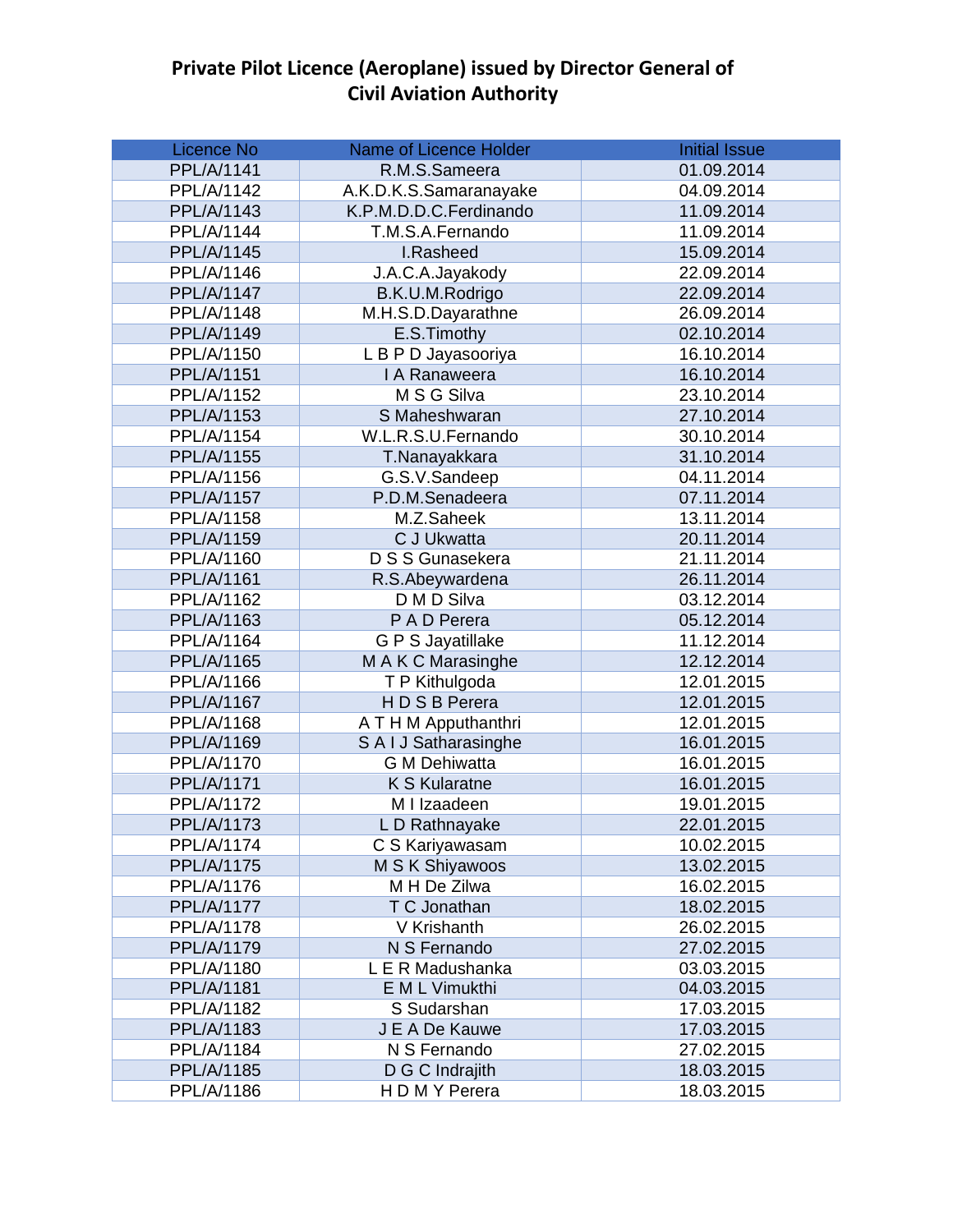# Private Pilot Licence (Aeroplane) issued by Director General of Civil Aviation Authority

| Licence No | Name of Licence Holder | Initial Issue |
|---|---|---|
| PPL/A/1141 | R.M.S.Sameera | 01.09.2014 |
| PPL/A/1142 | A.K.D.K.S.Samaranayake | 04.09.2014 |
| PPL/A/1143 | K.P.M.D.D.C.Ferdinando | 11.09.2014 |
| PPL/A/1144 | T.M.S.A.Fernando | 11.09.2014 |
| PPL/A/1145 | I.Rasheed | 15.09.2014 |
| PPL/A/1146 | J.A.C.A.Jayakody | 22.09.2014 |
| PPL/A/1147 | B.K.U.M.Rodrigo | 22.09.2014 |
| PPL/A/1148 | M.H.S.D.Dayarathne | 26.09.2014 |
| PPL/A/1149 | E.S.Timothy | 02.10.2014 |
| PPL/A/1150 | L B P D Jayasooriya | 16.10.2014 |
| PPL/A/1151 | I A Ranaweera | 16.10.2014 |
| PPL/A/1152 | M S G Silva | 23.10.2014 |
| PPL/A/1153 | S Maheshwaran | 27.10.2014 |
| PPL/A/1154 | W.L.R.S.U.Fernando | 30.10.2014 |
| PPL/A/1155 | T.Nanayakkara | 31.10.2014 |
| PPL/A/1156 | G.S.V.Sandeep | 04.11.2014 |
| PPL/A/1157 | P.D.M.Senadeera | 07.11.2014 |
| PPL/A/1158 | M.Z.Saheek | 13.11.2014 |
| PPL/A/1159 | C J Ukwatta | 20.11.2014 |
| PPL/A/1160 | D S S Gunasekera | 21.11.2014 |
| PPL/A/1161 | R.S.Abeywardena | 26.11.2014 |
| PPL/A/1162 | D M D Silva | 03.12.2014 |
| PPL/A/1163 | P A D Perera | 05.12.2014 |
| PPL/A/1164 | G P S Jayatillake | 11.12.2014 |
| PPL/A/1165 | M A K C Marasinghe | 12.12.2014 |
| PPL/A/1166 | T P Kithulgoda | 12.01.2015 |
| PPL/A/1167 | H D S B Perera | 12.01.2015 |
| PPL/A/1168 | A T H M Apputhanthri | 12.01.2015 |
| PPL/A/1169 | S A I J Satharasinghe | 16.01.2015 |
| PPL/A/1170 | G M Dehiwatta | 16.01.2015 |
| PPL/A/1171 | K S Kularatne | 16.01.2015 |
| PPL/A/1172 | M I Izaadeen | 19.01.2015 |
| PPL/A/1173 | L D Rathnayake | 22.01.2015 |
| PPL/A/1174 | C S Kariyawasam | 10.02.2015 |
| PPL/A/1175 | M S K Shiyawoos | 13.02.2015 |
| PPL/A/1176 | M H De Zilwa | 16.02.2015 |
| PPL/A/1177 | T C Jonathan | 18.02.2015 |
| PPL/A/1178 | V Krishanth | 26.02.2015 |
| PPL/A/1179 | N S Fernando | 27.02.2015 |
| PPL/A/1180 | L E R Madushanka | 03.03.2015 |
| PPL/A/1181 | E M L Vimukthi | 04.03.2015 |
| PPL/A/1182 | S Sudarshan | 17.03.2015 |
| PPL/A/1183 | J E A De Kauwe | 17.03.2015 |
| PPL/A/1184 | N S Fernando | 27.02.2015 |
| PPL/A/1185 | D G C Indrajith | 18.03.2015 |
| PPL/A/1186 | H D M Y Perera | 18.03.2015 |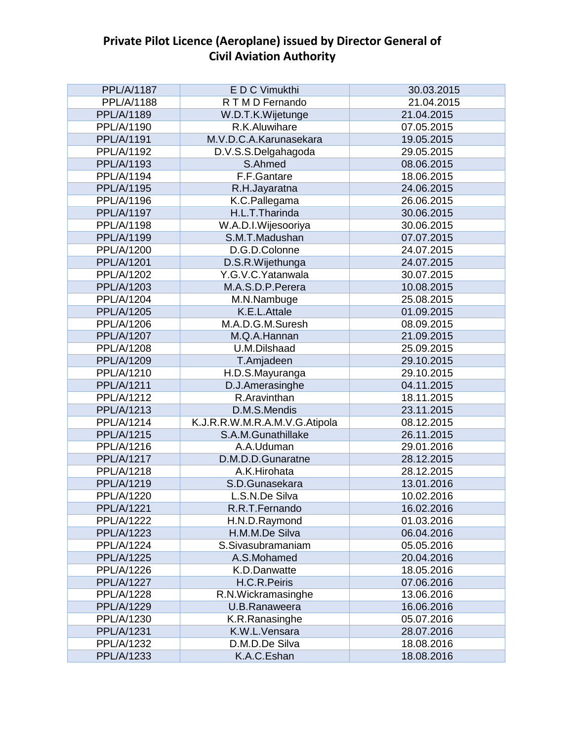# Private Pilot Licence (Aeroplane) issued by Director General of Civil Aviation Authority

| | | |
|---|---|---|
| PPL/A/1187 | E D C Vimukthi | 30.03.2015 |
| PPL/A/1188 | R T M D Fernando | 21.04.2015 |
| PPL/A/1189 | W.D.T.K.Wijetunge | 21.04.2015 |
| PPL/A/1190 | R.K.Aluwihare | 07.05.2015 |
| PPL/A/1191 | M.V.D.C.A.Karunasekara | 19.05.2015 |
| PPL/A/1192 | D.V.S.S.Delgahagoda | 29.05.2015 |
| PPL/A/1193 | S.Ahmed | 08.06.2015 |
| PPL/A/1194 | F.F.Gantare | 18.06.2015 |
| PPL/A/1195 | R.H.Jayaratna | 24.06.2015 |
| PPL/A/1196 | K.C.Pallegama | 26.06.2015 |
| PPL/A/1197 | H.L.T.Tharinda | 30.06.2015 |
| PPL/A/1198 | W.A.D.I.Wijesooriya | 30.06.2015 |
| PPL/A/1199 | S.M.T.Madushan | 07.07.2015 |
| PPL/A/1200 | D.G.D.Colonne | 24.07.2015 |
| PPL/A/1201 | D.S.R.Wijethunga | 24.07.2015 |
| PPL/A/1202 | Y.G.V.C.Yatanwala | 30.07.2015 |
| PPL/A/1203 | M.A.S.D.P.Perera | 10.08.2015 |
| PPL/A/1204 | M.N.Nambuge | 25.08.2015 |
| PPL/A/1205 | K.E.L.Attale | 01.09.2015 |
| PPL/A/1206 | M.A.D.G.M.Suresh | 08.09.2015 |
| PPL/A/1207 | M.Q.A.Hannan | 21.09.2015 |
| PPL/A/1208 | U.M.Dilshaad | 25.09.2015 |
| PPL/A/1209 | T.Amjadeen | 29.10.2015 |
| PPL/A/1210 | H.D.S.Mayuranga | 29.10.2015 |
| PPL/A/1211 | D.J.Amerasinghe | 04.11.2015 |
| PPL/A/1212 | R.Aravinthan | 18.11.2015 |
| PPL/A/1213 | D.M.S.Mendis | 23.11.2015 |
| PPL/A/1214 | K.J.R.R.W.M.R.A.M.V.G.Atipola | 08.12.2015 |
| PPL/A/1215 | S.A.M.Gunathillake | 26.11.2015 |
| PPL/A/1216 | A.A.Uduman | 29.01.2016 |
| PPL/A/1217 | D.M.D.D.Gunaratne | 28.12.2015 |
| PPL/A/1218 | A.K.Hirohata | 28.12.2015 |
| PPL/A/1219 | S.D.Gunasekara | 13.01.2016 |
| PPL/A/1220 | L.S.N.De Silva | 10.02.2016 |
| PPL/A/1221 | R.R.T.Fernando | 16.02.2016 |
| PPL/A/1222 | H.N.D.Raymond | 01.03.2016 |
| PPL/A/1223 | H.M.M.De Silva | 06.04.2016 |
| PPL/A/1224 | S.Sivasubramaniam | 05.05.2016 |
| PPL/A/1225 | A.S.Mohamed | 20.04.2016 |
| PPL/A/1226 | K.D.Danwatte | 18.05.2016 |
| PPL/A/1227 | H.C.R.Peiris | 07.06.2016 |
| PPL/A/1228 | R.N.Wickramasinghe | 13.06.2016 |
| PPL/A/1229 | U.B.Ranaweera | 16.06.2016 |
| PPL/A/1230 | K.R.Ranasinghe | 05.07.2016 |
| PPL/A/1231 | K.W.L.Vensara | 28.07.2016 |
| PPL/A/1232 | D.M.D.De Silva | 18.08.2016 |
| PPL/A/1233 | K.A.C.Eshan | 18.08.2016 |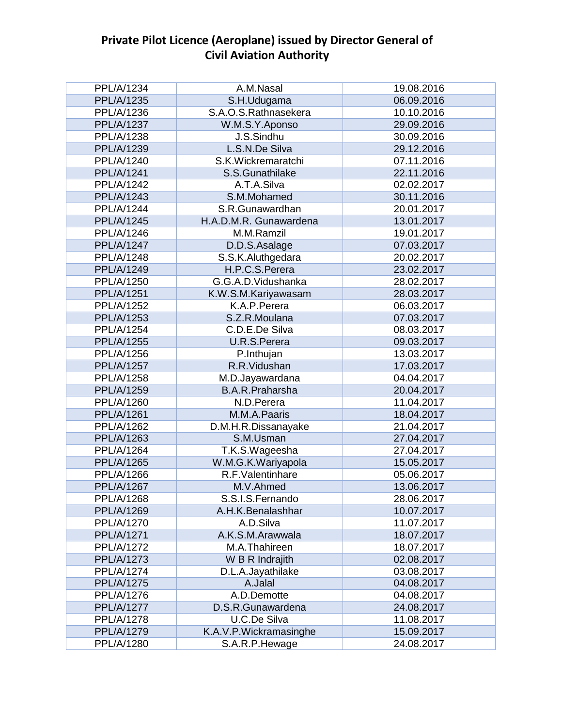## Private Pilot Licence (Aeroplane) issued by Director General of Civil Aviation Authority

| | | |
|---|---|---|
| PPL/A/1234 | A.M.Nasal | 19.08.2016 |
| PPL/A/1235 | S.H.Udugama | 06.09.2016 |
| PPL/A/1236 | S.A.O.S.Rathnasekera | 10.10.2016 |
| PPL/A/1237 | W.M.S.Y.Aponso | 29.09.2016 |
| PPL/A/1238 | J.S.Sindhu | 30.09.2016 |
| PPL/A/1239 | L.S.N.De Silva | 29.12.2016 |
| PPL/A/1240 | S.K.Wickremaratchi | 07.11.2016 |
| PPL/A/1241 | S.S.Gunathilake | 22.11.2016 |
| PPL/A/1242 | A.T.A.Silva | 02.02.2017 |
| PPL/A/1243 | S.M.Mohamed | 30.11.2016 |
| PPL/A/1244 | S.R.Gunawardhan | 20.01.2017 |
| PPL/A/1245 | H.A.D.M.R. Gunawardena | 13.01.2017 |
| PPL/A/1246 | M.M.Ramzil | 19.01.2017 |
| PPL/A/1247 | D.D.S.Asalage | 07.03.2017 |
| PPL/A/1248 | S.S.K.Aluthgedara | 20.02.2017 |
| PPL/A/1249 | H.P.C.S.Perera | 23.02.2017 |
| PPL/A/1250 | G.G.A.D.Vidushanka | 28.02.2017 |
| PPL/A/1251 | K.W.S.M.Kariyawasam | 28.03.2017 |
| PPL/A/1252 | K.A.P.Perera | 06.03.2017 |
| PPL/A/1253 | S.Z.R.Moulana | 07.03.2017 |
| PPL/A/1254 | C.D.E.De Silva | 08.03.2017 |
| PPL/A/1255 | U.R.S.Perera | 09.03.2017 |
| PPL/A/1256 | P.Inthujan | 13.03.2017 |
| PPL/A/1257 | R.R.Vidushan | 17.03.2017 |
| PPL/A/1258 | M.D.Jayawardana | 04.04.2017 |
| PPL/A/1259 | B.A.R.Praharsha | 20.04.2017 |
| PPL/A/1260 | N.D.Perera | 11.04.2017 |
| PPL/A/1261 | M.M.A.Paaris | 18.04.2017 |
| PPL/A/1262 | D.M.H.R.Dissanayake | 21.04.2017 |
| PPL/A/1263 | S.M.Usman | 27.04.2017 |
| PPL/A/1264 | T.K.S.Wageesha | 27.04.2017 |
| PPL/A/1265 | W.M.G.K.Wariyapola | 15.05.2017 |
| PPL/A/1266 | R.F.Valentinhare | 05.06.2017 |
| PPL/A/1267 | M.V.Ahmed | 13.06.2017 |
| PPL/A/1268 | S.S.I.S.Fernando | 28.06.2017 |
| PPL/A/1269 | A.H.K.Benalashhar | 10.07.2017 |
| PPL/A/1270 | A.D.Silva | 11.07.2017 |
| PPL/A/1271 | A.K.S.M.Arawwala | 18.07.2017 |
| PPL/A/1272 | M.A.Thahireen | 18.07.2017 |
| PPL/A/1273 | W B R Indrajith | 02.08.2017 |
| PPL/A/1274 | D.L.A.Jayathilake | 03.08.2017 |
| PPL/A/1275 | A.Jalal | 04.08.2017 |
| PPL/A/1276 | A.D.Demotte | 04.08.2017 |
| PPL/A/1277 | D.S.R.Gunawardena | 24.08.2017 |
| PPL/A/1278 | U.C.De Silva | 11.08.2017 |
| PPL/A/1279 | K.A.V.P.Wickramasinghe | 15.09.2017 |
| PPL/A/1280 | S.A.R.P.Hewage | 24.08.2017 |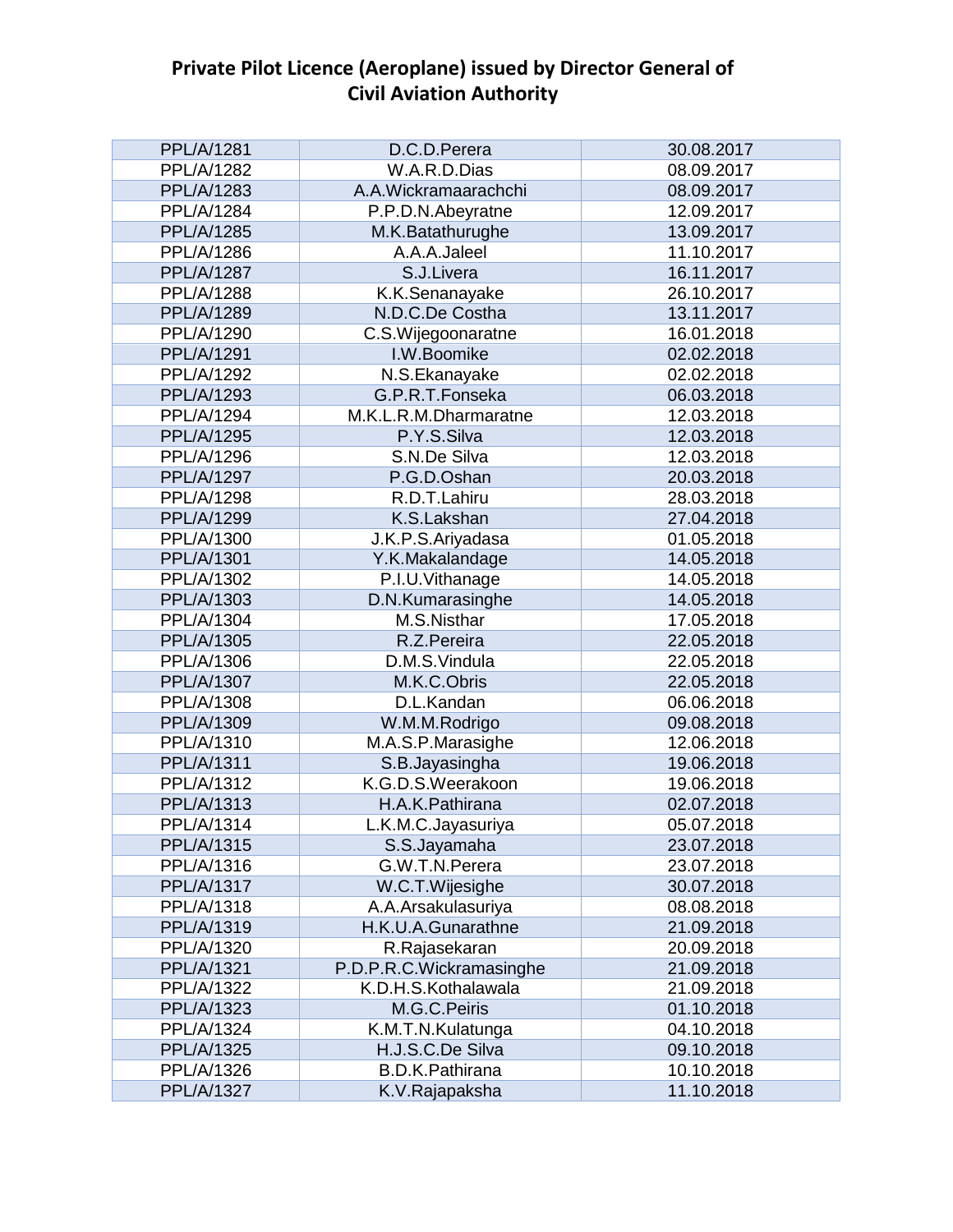# Private Pilot Licence (Aeroplane) issued by Director General of Civil Aviation Authority

| | | |
|---|---|---|
| PPL/A/1281 | D.C.D.Perera | 30.08.2017 |
| PPL/A/1282 | W.A.R.D.Dias | 08.09.2017 |
| PPL/A/1283 | A.A.Wickramaarachchi | 08.09.2017 |
| PPL/A/1284 | P.P.D.N.Abeyratne | 12.09.2017 |
| PPL/A/1285 | M.K.Batathurughe | 13.09.2017 |
| PPL/A/1286 | A.A.A.Jaleel | 11.10.2017 |
| PPL/A/1287 | S.J.Livera | 16.11.2017 |
| PPL/A/1288 | K.K.Senanayake | 26.10.2017 |
| PPL/A/1289 | N.D.C.De Costha | 13.11.2017 |
| PPL/A/1290 | C.S.Wijegoonaratne | 16.01.2018 |
| PPL/A/1291 | I.W.Boomike | 02.02.2018 |
| PPL/A/1292 | N.S.Ekanayake | 02.02.2018 |
| PPL/A/1293 | G.P.R.T.Fonseka | 06.03.2018 |
| PPL/A/1294 | M.K.L.R.M.Dharmaratne | 12.03.2018 |
| PPL/A/1295 | P.Y.S.Silva | 12.03.2018 |
| PPL/A/1296 | S.N.De Silva | 12.03.2018 |
| PPL/A/1297 | P.G.D.Oshan | 20.03.2018 |
| PPL/A/1298 | R.D.T.Lahiru | 28.03.2018 |
| PPL/A/1299 | K.S.Lakshan | 27.04.2018 |
| PPL/A/1300 | J.K.P.S.Ariyadasa | 01.05.2018 |
| PPL/A/1301 | Y.K.Makalandage | 14.05.2018 |
| PPL/A/1302 | P.I.U.Vithanage | 14.05.2018 |
| PPL/A/1303 | D.N.Kumarasinghe | 14.05.2018 |
| PPL/A/1304 | M.S.Nisthar | 17.05.2018 |
| PPL/A/1305 | R.Z.Pereira | 22.05.2018 |
| PPL/A/1306 | D.M.S.Vindula | 22.05.2018 |
| PPL/A/1307 | M.K.C.Obris | 22.05.2018 |
| PPL/A/1308 | D.L.Kandan | 06.06.2018 |
| PPL/A/1309 | W.M.M.Rodrigo | 09.08.2018 |
| PPL/A/1310 | M.A.S.P.Marasighe | 12.06.2018 |
| PPL/A/1311 | S.B.Jayasingha | 19.06.2018 |
| PPL/A/1312 | K.G.D.S.Weerakoon | 19.06.2018 |
| PPL/A/1313 | H.A.K.Pathirana | 02.07.2018 |
| PPL/A/1314 | L.K.M.C.Jayasuriya | 05.07.2018 |
| PPL/A/1315 | S.S.Jayamaha | 23.07.2018 |
| PPL/A/1316 | G.W.T.N.Perera | 23.07.2018 |
| PPL/A/1317 | W.C.T.Wijesighe | 30.07.2018 |
| PPL/A/1318 | A.A.Arsakulasuriya | 08.08.2018 |
| PPL/A/1319 | H.K.U.A.Gunarathne | 21.09.2018 |
| PPL/A/1320 | R.Rajasekaran | 20.09.2018 |
| PPL/A/1321 | P.D.P.R.C.Wickramasinghe | 21.09.2018 |
| PPL/A/1322 | K.D.H.S.Kothalawala | 21.09.2018 |
| PPL/A/1323 | M.G.C.Peiris | 01.10.2018 |
| PPL/A/1324 | K.M.T.N.Kulatunga | 04.10.2018 |
| PPL/A/1325 | H.J.S.C.De Silva | 09.10.2018 |
| PPL/A/1326 | B.D.K.Pathirana | 10.10.2018 |
| PPL/A/1327 | K.V.Rajapaksha | 11.10.2018 |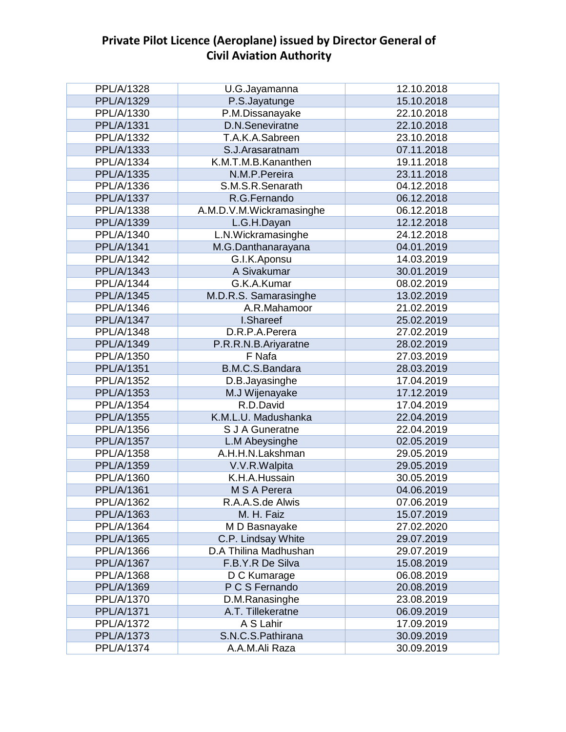# Private Pilot Licence (Aeroplane) issued by Director General of Civil Aviation Authority

| | | |
|---|---|---|
| PPL/A/1328 | U.G.Jayamanna | 12.10.2018 |
| PPL/A/1329 | P.S.Jayatunge | 15.10.2018 |
| PPL/A/1330 | P.M.Dissanayake | 22.10.2018 |
| PPL/A/1331 | D.N.Seneviratne | 22.10.2018 |
| PPL/A/1332 | T.A.K.A.Sabreen | 23.10.2018 |
| PPL/A/1333 | S.J.Arasaratnam | 07.11.2018 |
| PPL/A/1334 | K.M.T.M.B.Kananthen | 19.11.2018 |
| PPL/A/1335 | N.M.P.Pereira | 23.11.2018 |
| PPL/A/1336 | S.M.S.R.Senarath | 04.12.2018 |
| PPL/A/1337 | R.G.Fernando | 06.12.2018 |
| PPL/A/1338 | A.M.D.V.M.Wickramasinghe | 06.12.2018 |
| PPL/A/1339 | L.G.H.Dayan | 12.12.2018 |
| PPL/A/1340 | L.N.Wickramasinghe | 24.12.2018 |
| PPL/A/1341 | M.G.Danthanarayana | 04.01.2019 |
| PPL/A/1342 | G.I.K.Aponsu | 14.03.2019 |
| PPL/A/1343 | A Sivakumar | 30.01.2019 |
| PPL/A/1344 | G.K.A.Kumar | 08.02.2019 |
| PPL/A/1345 | M.D.R.S. Samarasinghe | 13.02.2019 |
| PPL/A/1346 | A.R.Mahamoor | 21.02.2019 |
| PPL/A/1347 | I.Shareef | 25.02.2019 |
| PPL/A/1348 | D.R.P.A.Perera | 27.02.2019 |
| PPL/A/1349 | P.R.R.N.B.Ariyaratne | 28.02.2019 |
| PPL/A/1350 | F Nafa | 27.03.2019 |
| PPL/A/1351 | B.M.C.S.Bandara | 28.03.2019 |
| PPL/A/1352 | D.B.Jayasinghe | 17.04.2019 |
| PPL/A/1353 | M.J Wijenayake | 17.12.2019 |
| PPL/A/1354 | R.D.David | 17.04.2019 |
| PPL/A/1355 | K.M.L.U. Madushanka | 22.04.2019 |
| PPL/A/1356 | S J A Guneratne | 22.04.2019 |
| PPL/A/1357 | L.M Abeysinghe | 02.05.2019 |
| PPL/A/1358 | A.H.H.N.Lakshman | 29.05.2019 |
| PPL/A/1359 | V.V.R.Walpita | 29.05.2019 |
| PPL/A/1360 | K.H.A.Hussain | 30.05.2019 |
| PPL/A/1361 | M S A Perera | 04.06.2019 |
| PPL/A/1362 | R.A.A.S.de Alwis | 07.06.2019 |
| PPL/A/1363 | M. H. Faiz | 15.07.2019 |
| PPL/A/1364 | M D Basnayake | 27.02.2020 |
| PPL/A/1365 | C.P. Lindsay White | 29.07.2019 |
| PPL/A/1366 | D.A Thilina Madhushan | 29.07.2019 |
| PPL/A/1367 | F.B.Y.R De Silva | 15.08.2019 |
| PPL/A/1368 | D C Kumarage | 06.08.2019 |
| PPL/A/1369 | P C S Fernando | 20.08.2019 |
| PPL/A/1370 | D.M.Ranasinghe | 23.08.2019 |
| PPL/A/1371 | A.T. Tillekeratne | 06.09.2019 |
| PPL/A/1372 | A S Lahir | 17.09.2019 |
| PPL/A/1373 | S.N.C.S.Pathirana | 30.09.2019 |
| PPL/A/1374 | A.A.M.Ali Raza | 30.09.2019 |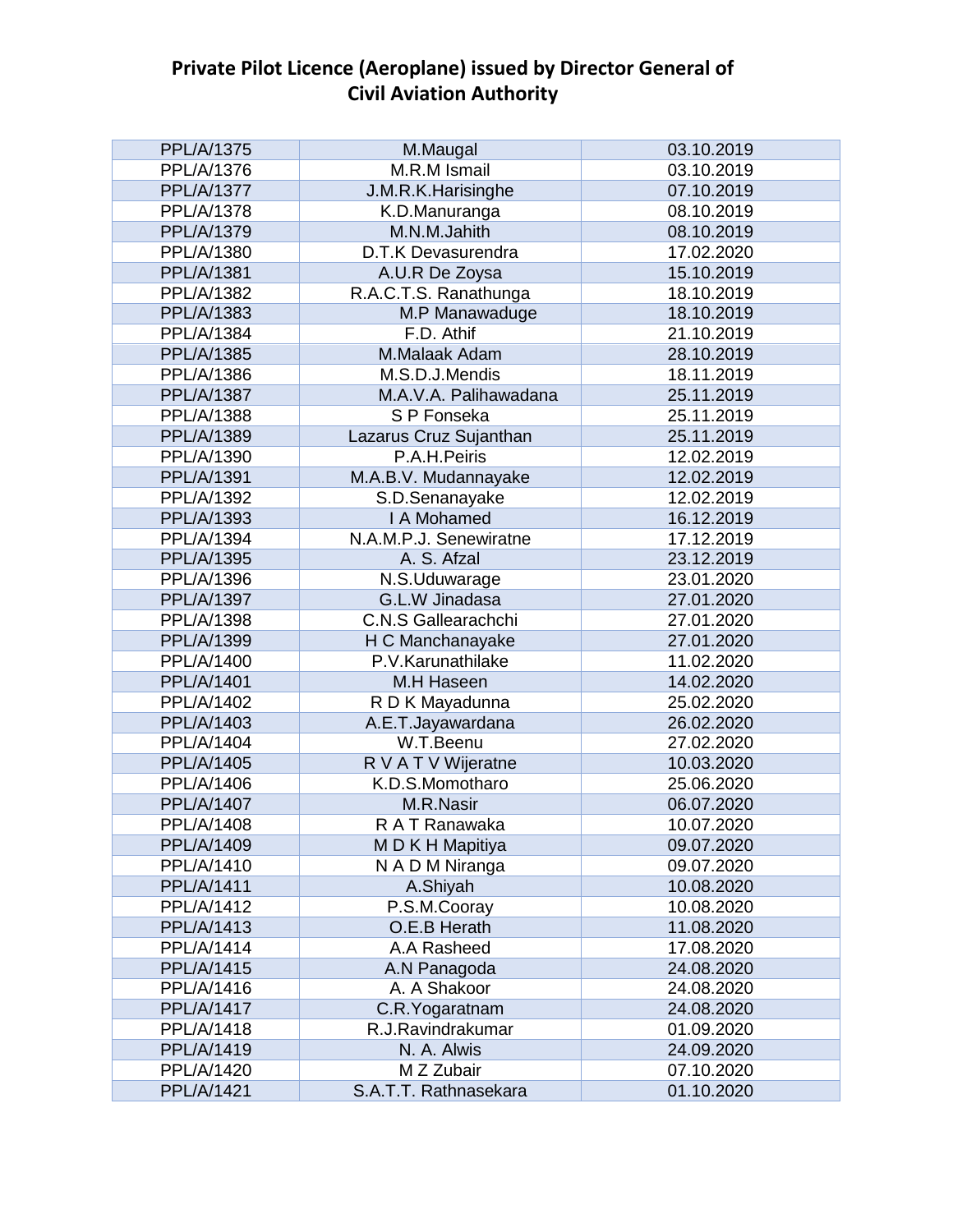# Private Pilot Licence (Aeroplane) issued by Director General of Civil Aviation Authority

| | | |
|---|---|---|
| PPL/A/1375 | M.Maugal | 03.10.2019 |
| PPL/A/1376 | M.R.M Ismail | 03.10.2019 |
| PPL/A/1377 | J.M.R.K.Harisinghe | 07.10.2019 |
| PPL/A/1378 | K.D.Manuranga | 08.10.2019 |
| PPL/A/1379 | M.N.M.Jahith | 08.10.2019 |
| PPL/A/1380 | D.T.K Devasurendra | 17.02.2020 |
| PPL/A/1381 | A.U.R De Zoysa | 15.10.2019 |
| PPL/A/1382 | R.A.C.T.S. Ranathunga | 18.10.2019 |
| PPL/A/1383 | M.P Manawaduge | 18.10.2019 |
| PPL/A/1384 | F.D. Athif | 21.10.2019 |
| PPL/A/1385 | M.Malaak Adam | 28.10.2019 |
| PPL/A/1386 | M.S.D.J.Mendis | 18.11.2019 |
| PPL/A/1387 | M.A.V.A. Palihawadana | 25.11.2019 |
| PPL/A/1388 | S P Fonseka | 25.11.2019 |
| PPL/A/1389 | Lazarus Cruz Sujanthan | 25.11.2019 |
| PPL/A/1390 | P.A.H.Peiris | 12.02.2019 |
| PPL/A/1391 | M.A.B.V. Mudannayake | 12.02.2019 |
| PPL/A/1392 | S.D.Senanayake | 12.02.2019 |
| PPL/A/1393 | I A Mohamed | 16.12.2019 |
| PPL/A/1394 | N.A.M.P.J. Senewiratne | 17.12.2019 |
| PPL/A/1395 | A. S. Afzal | 23.12.2019 |
| PPL/A/1396 | N.S.Uduwarage | 23.01.2020 |
| PPL/A/1397 | G.L.W Jinadasa | 27.01.2020 |
| PPL/A/1398 | C.N.S Gallearachchi | 27.01.2020 |
| PPL/A/1399 | H C Manchanayake | 27.01.2020 |
| PPL/A/1400 | P.V.Karunathilake | 11.02.2020 |
| PPL/A/1401 | M.H Haseen | 14.02.2020 |
| PPL/A/1402 | R D K Mayadunna | 25.02.2020 |
| PPL/A/1403 | A.E.T.Jayawardana | 26.02.2020 |
| PPL/A/1404 | W.T.Beenu | 27.02.2020 |
| PPL/A/1405 | R V A T V Wijeratne | 10.03.2020 |
| PPL/A/1406 | K.D.S.Momotharo | 25.06.2020 |
| PPL/A/1407 | M.R.Nasir | 06.07.2020 |
| PPL/A/1408 | R A T Ranawaka | 10.07.2020 |
| PPL/A/1409 | M D K H Mapitiya | 09.07.2020 |
| PPL/A/1410 | N A D M Niranga | 09.07.2020 |
| PPL/A/1411 | A.Shiyah | 10.08.2020 |
| PPL/A/1412 | P.S.M.Cooray | 10.08.2020 |
| PPL/A/1413 | O.E.B Herath | 11.08.2020 |
| PPL/A/1414 | A.A Rasheed | 17.08.2020 |
| PPL/A/1415 | A.N Panagoda | 24.08.2020 |
| PPL/A/1416 | A. A Shakoor | 24.08.2020 |
| PPL/A/1417 | C.R.Yogaratnam | 24.08.2020 |
| PPL/A/1418 | R.J.Ravindrakumar | 01.09.2020 |
| PPL/A/1419 | N. A. Alwis | 24.09.2020 |
| PPL/A/1420 | M Z Zubair | 07.10.2020 |
| PPL/A/1421 | S.A.T.T. Rathnasekara | 01.10.2020 |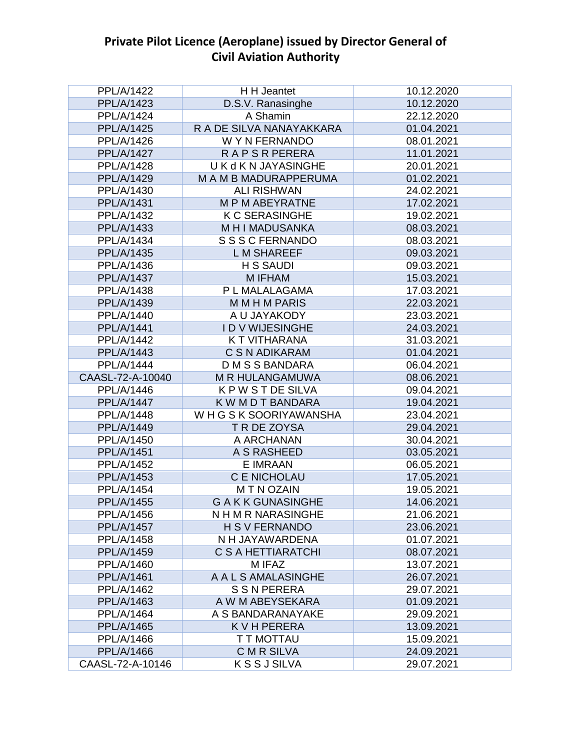# Private Pilot Licence (Aeroplane) issued by Director General of Civil Aviation Authority

| | | |
|---|---|---|
| PPL/A/1422 | H H Jeantet | 10.12.2020 |
| PPL/A/1423 | D.S.V. Ranasinghe | 10.12.2020 |
| PPL/A/1424 | A Shamin | 22.12.2020 |
| PPL/A/1425 | R A DE SILVA NANAYAKKARA | 01.04.2021 |
| PPL/A/1426 | W Y N FERNANDO | 08.01.2021 |
| PPL/A/1427 | R A P S R PERERA | 11.01.2021 |
| PPL/A/1428 | U K d K N JAYASINGHE | 20.01.2021 |
| PPL/A/1429 | M A M B MADURAPPERUMA | 01.02.2021 |
| PPL/A/1430 | ALI RISHWAN | 24.02.2021 |
| PPL/A/1431 | M P M ABEYRATNE | 17.02.2021 |
| PPL/A/1432 | K C SERASINGHE | 19.02.2021 |
| PPL/A/1433 | M H I MADUSANKA | 08.03.2021 |
| PPL/A/1434 | S S S C FERNANDO | 08.03.2021 |
| PPL/A/1435 | L M SHAREEF | 09.03.2021 |
| PPL/A/1436 | H S SAUDI | 09.03.2021 |
| PPL/A/1437 | M IFHAM | 15.03.2021 |
| PPL/A/1438 | P L MALALAGAMA | 17.03.2021 |
| PPL/A/1439 | M M H M PARIS | 22.03.2021 |
| PPL/A/1440 | A U JAYAKODY | 23.03.2021 |
| PPL/A/1441 | I D V WIJESINGHE | 24.03.2021 |
| PPL/A/1442 | K T VITHARANA | 31.03.2021 |
| PPL/A/1443 | C S N ADIKARAM | 01.04.2021 |
| PPL/A/1444 | D M S S BANDARA | 06.04.2021 |
| CAASL-72-A-10040 | M R HULANGAMUWA | 08.06.2021 |
| PPL/A/1446 | K P W S T DE SILVA | 09.04.2021 |
| PPL/A/1447 | K W M D T BANDARA | 19.04.2021 |
| PPL/A/1448 | W H G S K SOORIYAWANSHA | 23.04.2021 |
| PPL/A/1449 | T R DE ZOYSA | 29.04.2021 |
| PPL/A/1450 | A ARCHANAN | 30.04.2021 |
| PPL/A/1451 | A S RASHEED | 03.05.2021 |
| PPL/A/1452 | E IMRAAN | 06.05.2021 |
| PPL/A/1453 | C E NICHOLAU | 17.05.2021 |
| PPL/A/1454 | M T N OZAIN | 19.05.2021 |
| PPL/A/1455 | G A K K GUNASINGHE | 14.06.2021 |
| PPL/A/1456 | N H M R NARASINGHE | 21.06.2021 |
| PPL/A/1457 | H S V FERNANDO | 23.06.2021 |
| PPL/A/1458 | N H JAYAWARDENA | 01.07.2021 |
| PPL/A/1459 | C S A HETTIARATCHI | 08.07.2021 |
| PPL/A/1460 | M IFAZ | 13.07.2021 |
| PPL/A/1461 | A A L S AMALASINGHE | 26.07.2021 |
| PPL/A/1462 | S S N PERERA | 29.07.2021 |
| PPL/A/1463 | A W M ABEYSEKARA | 01.09.2021 |
| PPL/A/1464 | A S BANDARANAYAKE | 29.09.2021 |
| PPL/A/1465 | K V H PERERA | 13.09.2021 |
| PPL/A/1466 | T T MOTTAU | 15.09.2021 |
| PPL/A/1466 | C M R SILVA | 24.09.2021 |
| CAASL-72-A-10146 | K S S J SILVA | 29.07.2021 |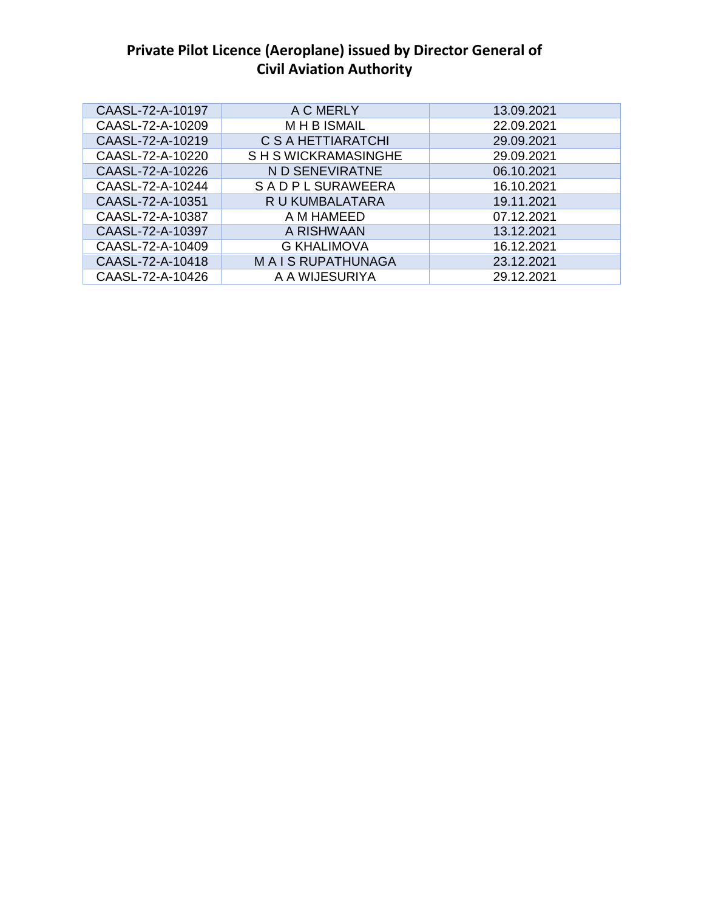# Private Pilot Licence (Aeroplane) issued by Director General of Civil Aviation Authority

| | | |
|---|---|---|
| CAASL-72-A-10197 | A C MERLY | 13.09.2021 |
| CAASL-72-A-10209 | M H B ISMAIL | 22.09.2021 |
| CAASL-72-A-10219 | C S A HETTIARATCHI | 29.09.2021 |
| CAASL-72-A-10220 | S H S WICKRAMASINGHE | 29.09.2021 |
| CAASL-72-A-10226 | N D SENEVIRATNE | 06.10.2021 |
| CAASL-72-A-10244 | S A D P L SURAWEERA | 16.10.2021 |
| CAASL-72-A-10351 | R U KUMBALATARA | 19.11.2021 |
| CAASL-72-A-10387 | A M HAMEED | 07.12.2021 |
| CAASL-72-A-10397 | A RISHWAAN | 13.12.2021 |
| CAASL-72-A-10409 | G KHALIMOVA | 16.12.2021 |
| CAASL-72-A-10418 | M A I S RUPATHUNAGA | 23.12.2021 |
| CAASL-72-A-10426 | A A WIJESURIYA | 29.12.2021 |